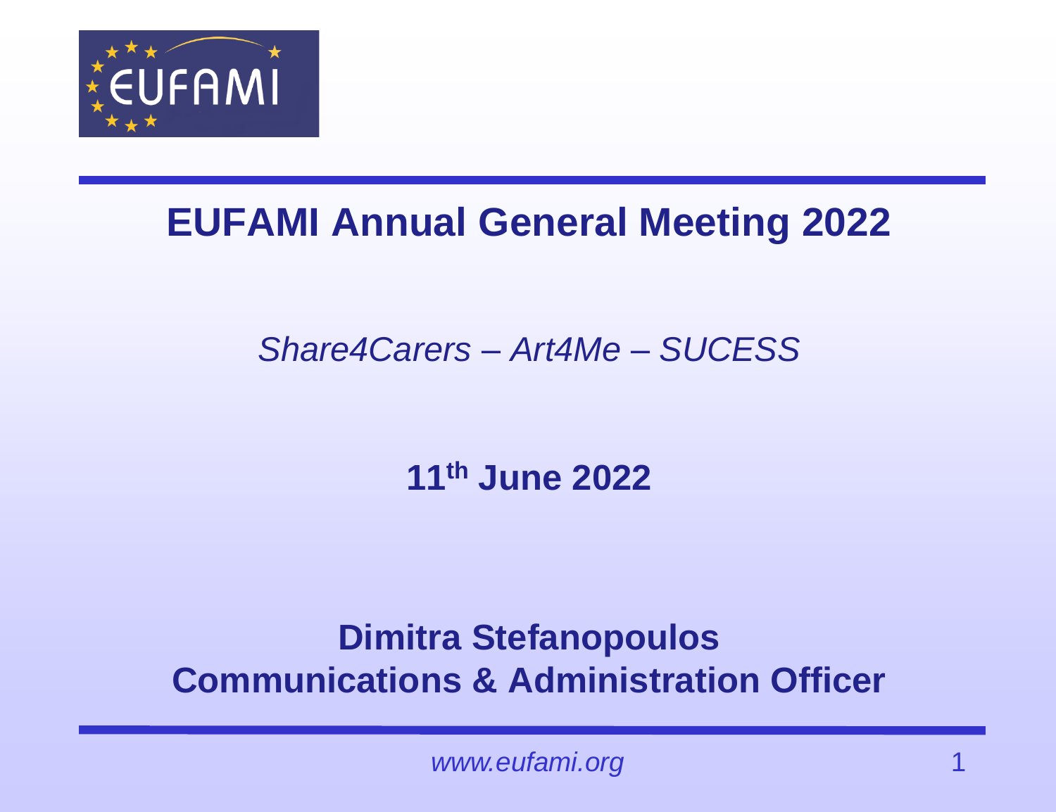EUFAMI

# EUFAMI Annual General Meeting 2022

*Share4Carers – Art4Me – SUCESS*

**11th June 2022**

**Dimitra Stefanopoulos**
**Communications & Administration Officer**

*www.eufami.org*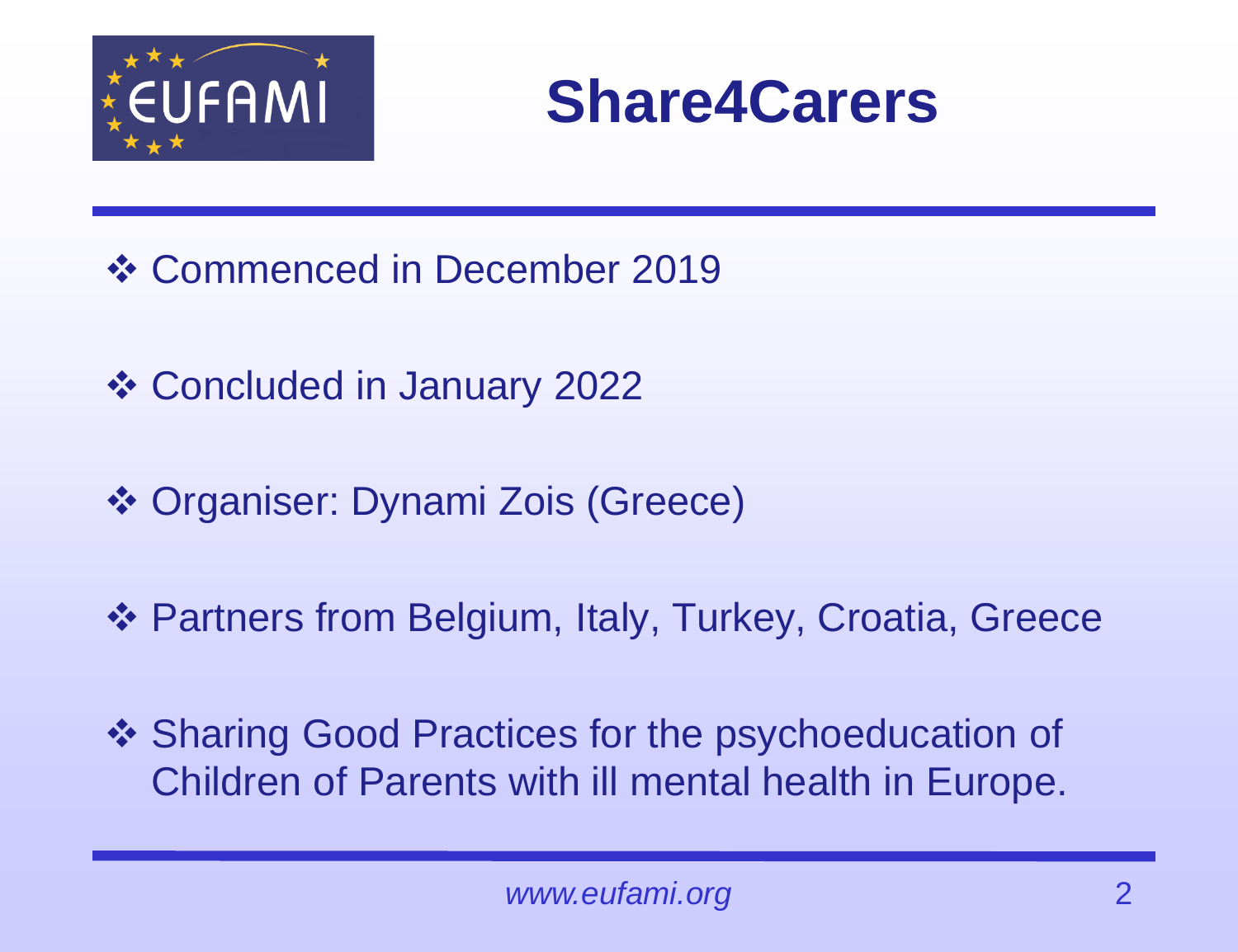# Share4Carers

- Commenced in December 2019
- Concluded in January 2022
- Organiser: Dynami Zois (Greece)
- Partners from Belgium, Italy, Turkey, Croatia, Greece
- Sharing Good Practices for the psychoeducation of Children of Parents with ill mental health in Europe.

*www.eufami.org*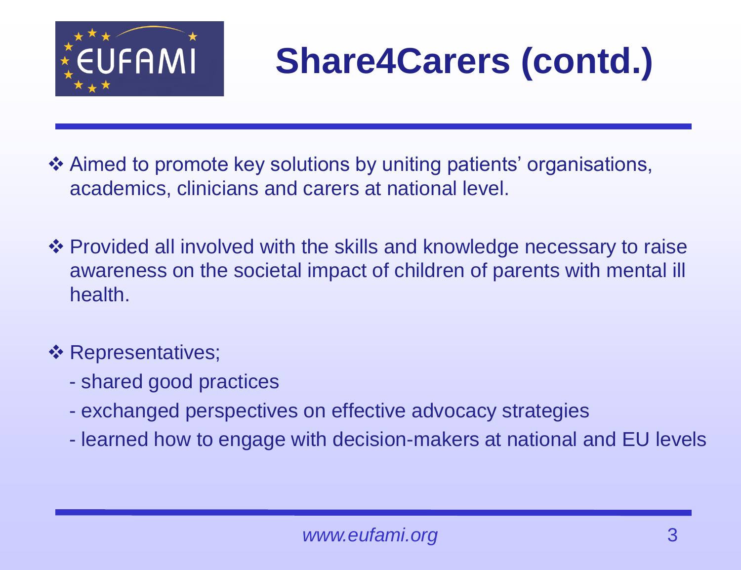# Share4Carers (contd.)

- Aimed to promote key solutions by uniting patients' organisations, academics, clinicians and carers at national level.
- Provided all involved with the skills and knowledge necessary to raise awareness on the societal impact of children of parents with mental ill health.
- Representatives;
  - shared good practices
  - exchanged perspectives on effective advocacy strategies
  - learned how to engage with decision-makers at national and EU levels

*www.eufami.org*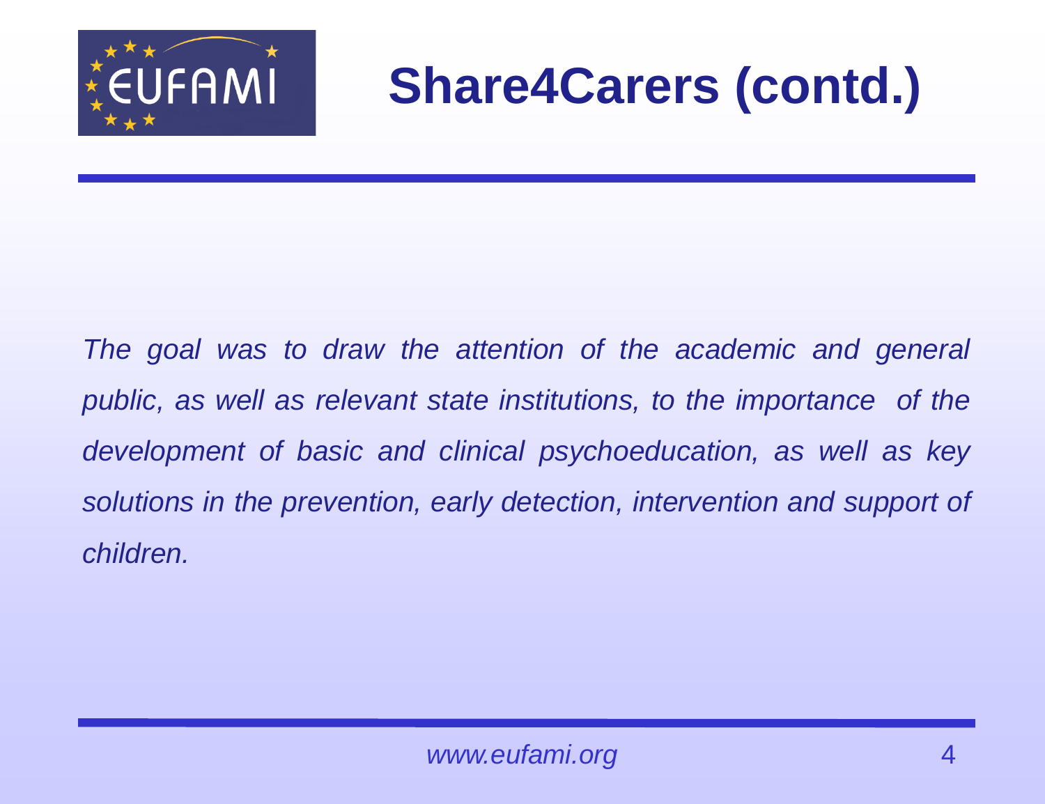# Share4Carers (contd.)

*The goal was to draw the attention of the academic and general public, as well as relevant state institutions, to the importance of the development of basic and clinical psychoeducation, as well as key solutions in the prevention, early detection, intervention and support of children.*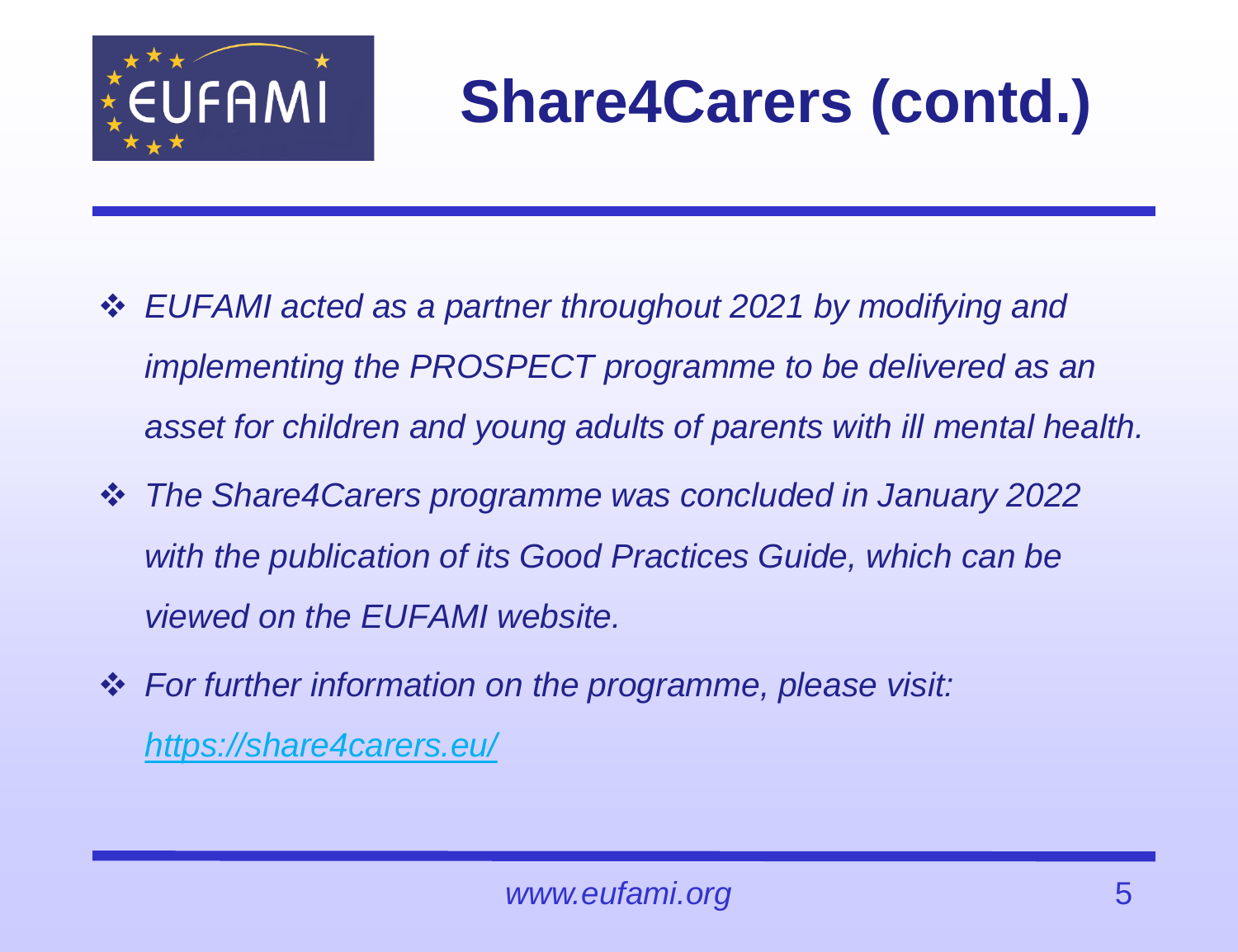# Share4Carers (contd.)

- *EUFAMI acted as a partner throughout 2021 by modifying and implementing the PROSPECT programme to be delivered as an asset for children and young adults of parents with ill mental health.*
- *The Share4Carers programme was concluded in January 2022 with the publication of its Good Practices Guide, which can be viewed on the EUFAMI website.*
- *For further information on the programme, please visit: [https://share4carers.eu/](https://share4carers.eu/)*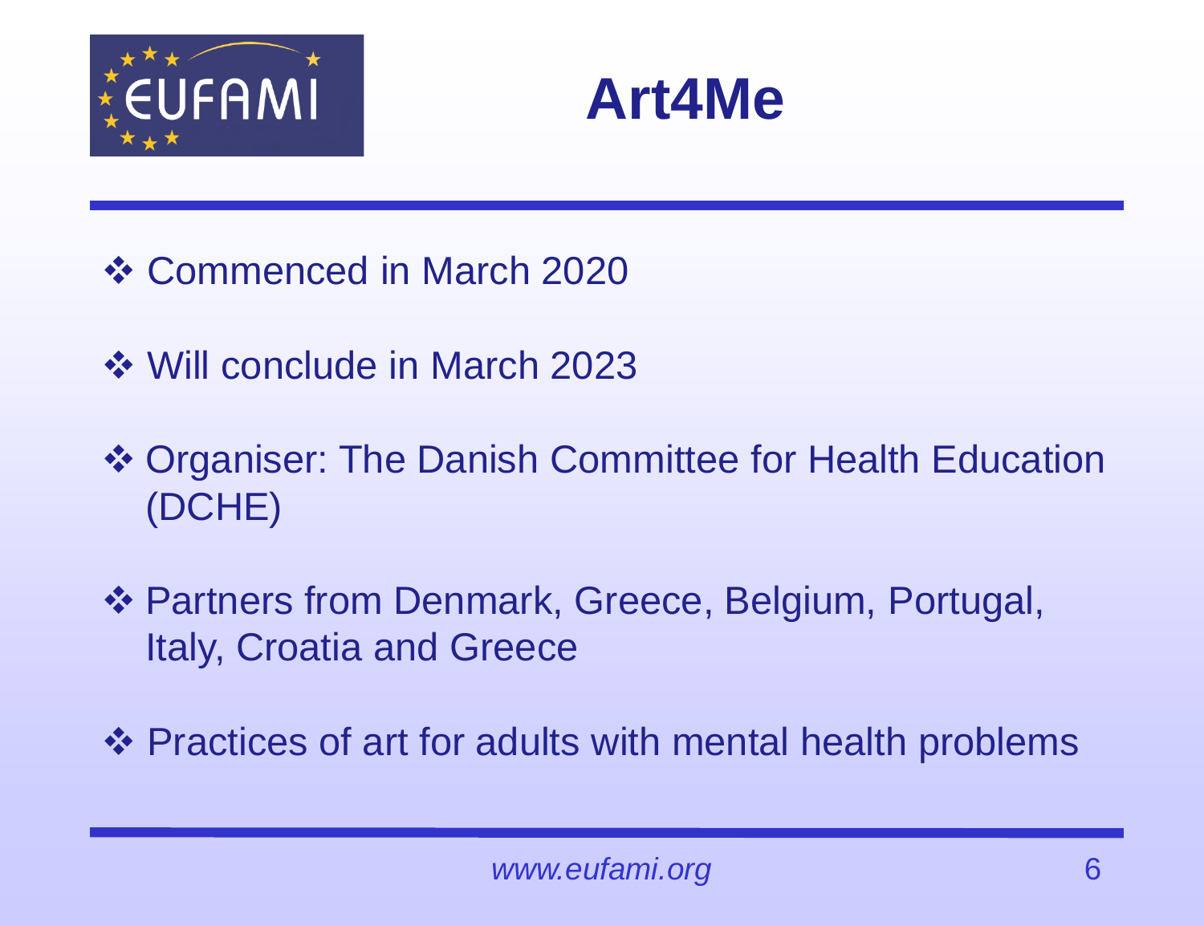# Art4Me

- Commenced in March 2020
- Will conclude in March 2023
- Organiser: The Danish Committee for Health Education (DCHE)
- Partners from Denmark, Greece, Belgium, Portugal, Italy, Croatia and Greece
- Practices of art for adults with mental health problems

*www.eufami.org*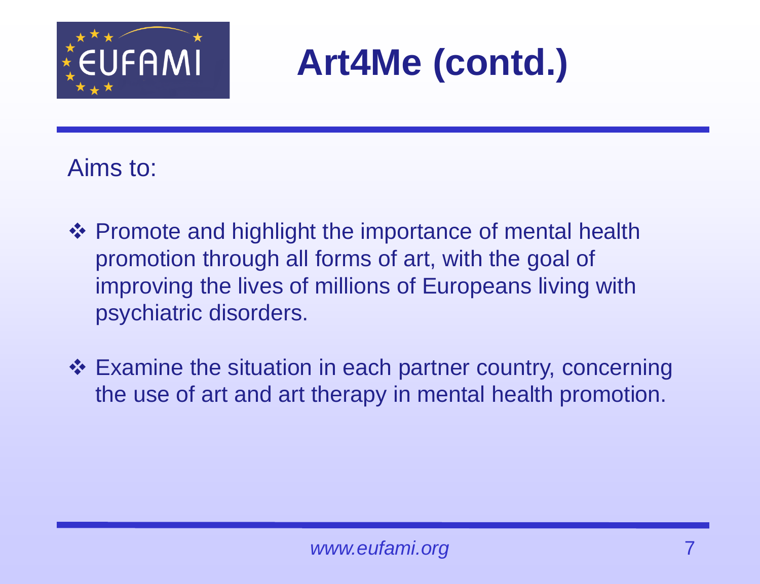# Art4Me (contd.)

Aims to:

- Promote and highlight the importance of mental health promotion through all forms of art, with the goal of improving the lives of millions of Europeans living with psychiatric disorders.
- Examine the situation in each partner country, concerning the use of art and art therapy in mental health promotion.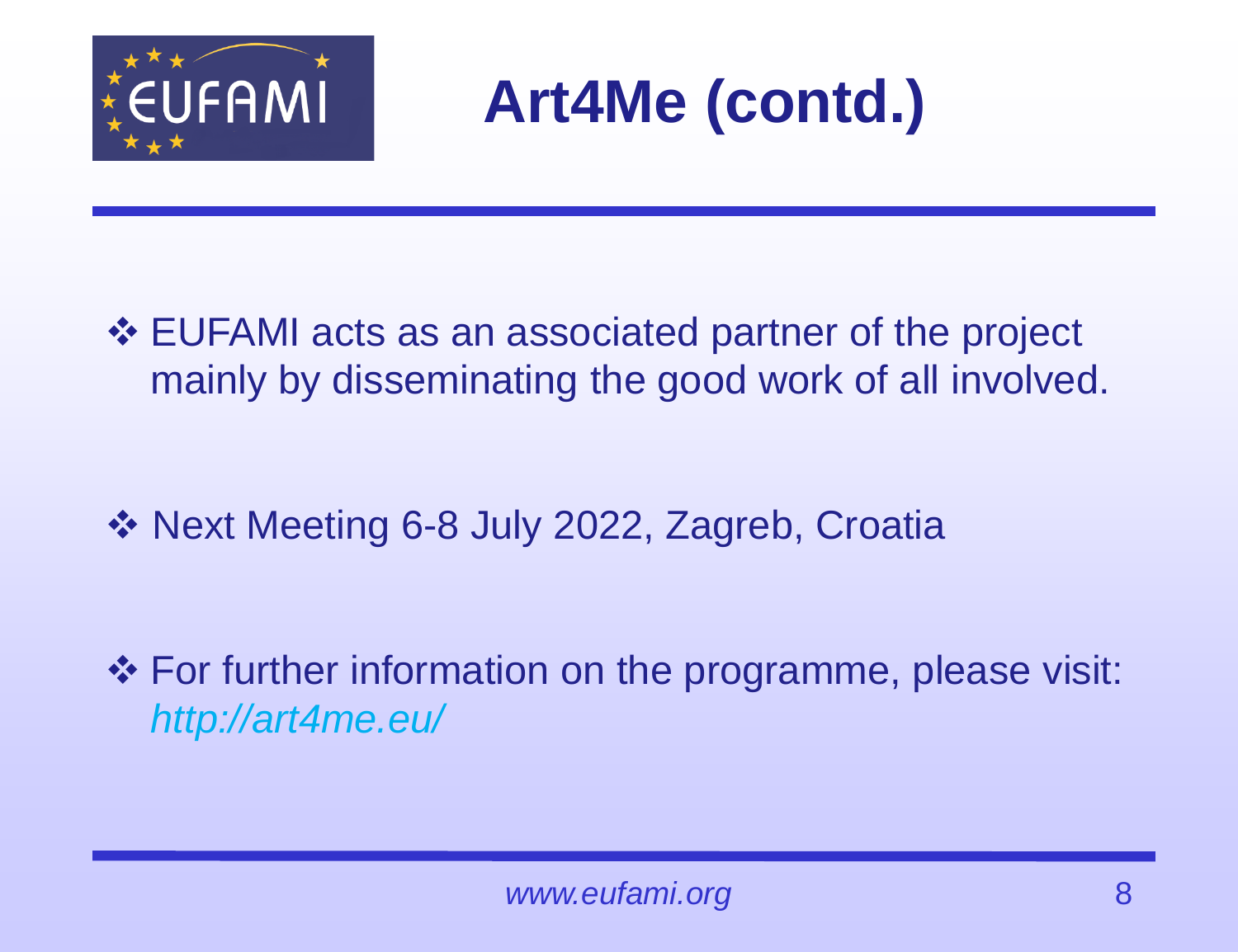# Art4Me (contd.)

- EUFAMI acts as an associated partner of the project mainly by disseminating the good work of all involved.

- Next Meeting 6-8 July 2022, Zagreb, Croatia

- For further information on the programme, please visit: *http://art4me.eu/*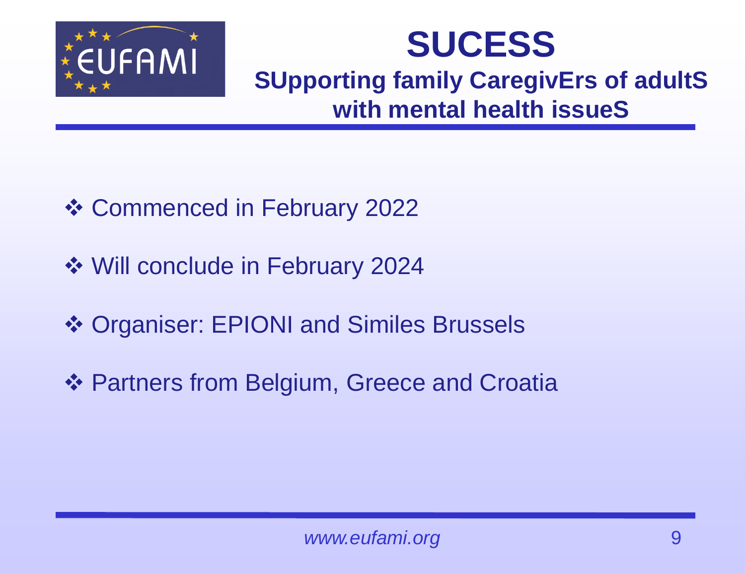# SUCESS

## SUpporting family CaregivErs of adultS with mental health issueS

- ❖ Commenced in February 2022
- ❖ Will conclude in February 2024
- ❖ Organiser: EPIONI and Similes Brussels
- ❖ Partners from Belgium, Greece and Croatia

*www.eufami.org*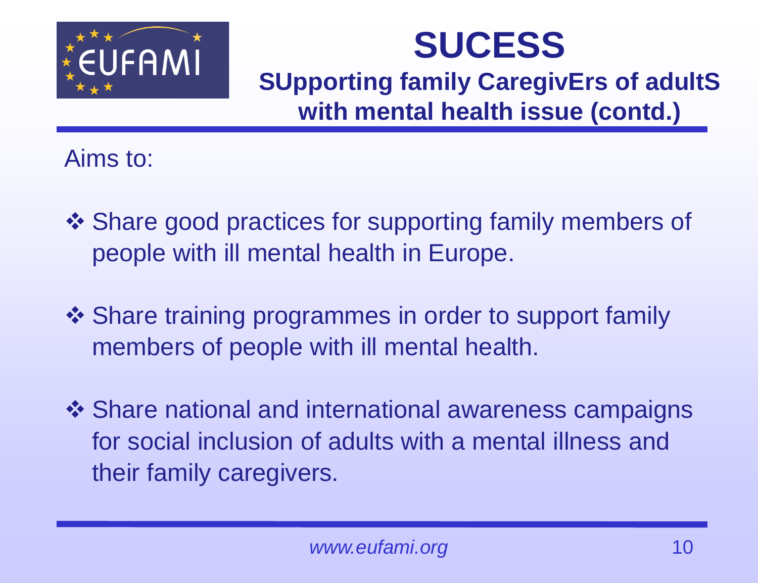# SUCESS

## SUpporting family CaregivErs of adultS with mental health issue (contd.)

Aims to:

- Share good practices for supporting family members of people with ill mental health in Europe.
- Share training programmes in order to support family members of people with ill mental health.
- Share national and international awareness campaigns for social inclusion of adults with a mental illness and their family caregivers.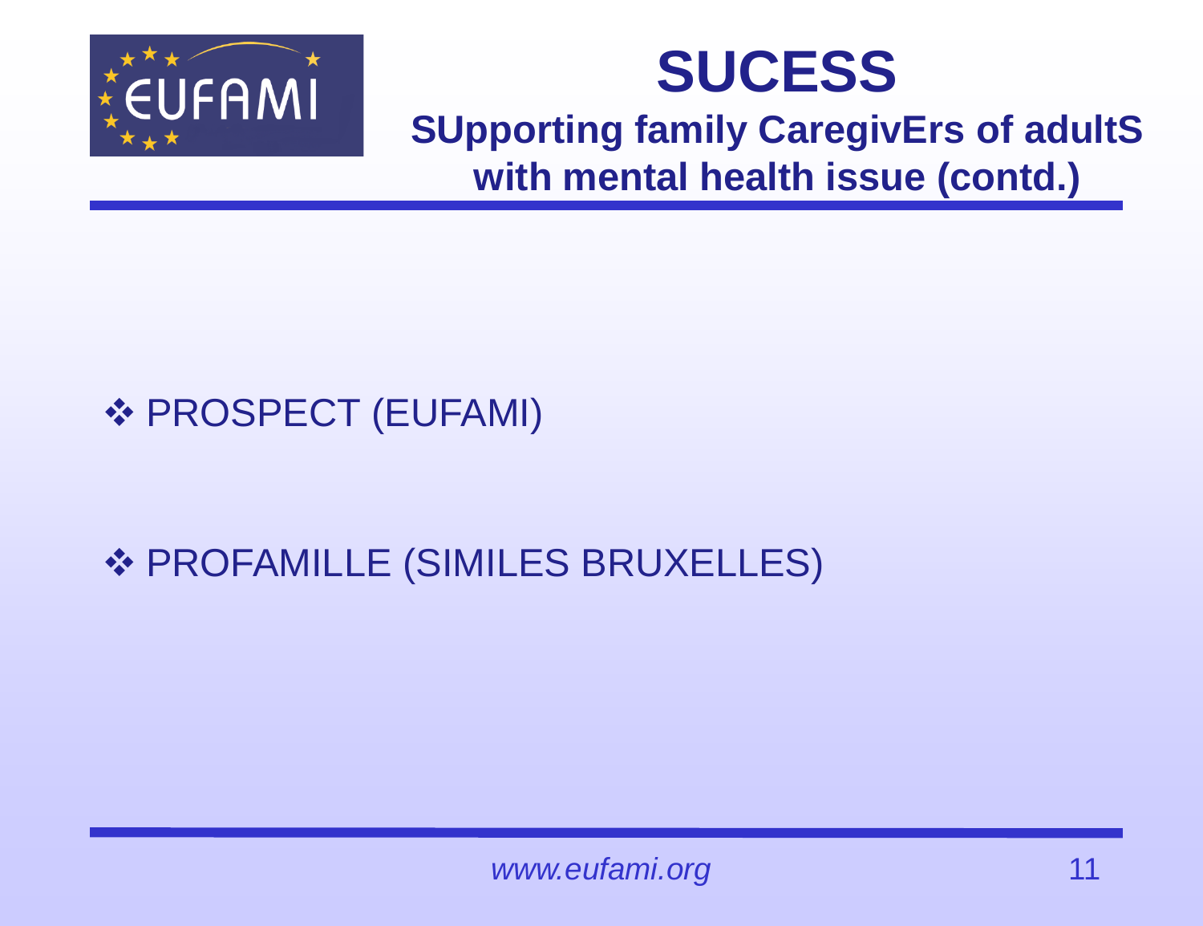# SUCESS

## SUpporting family CaregivErs of adultS with mental health issue (contd.)

- PROSPECT (EUFAMI)
- PROFAMILLE (SIMILES BRUXELLES)

*www.eufami.org*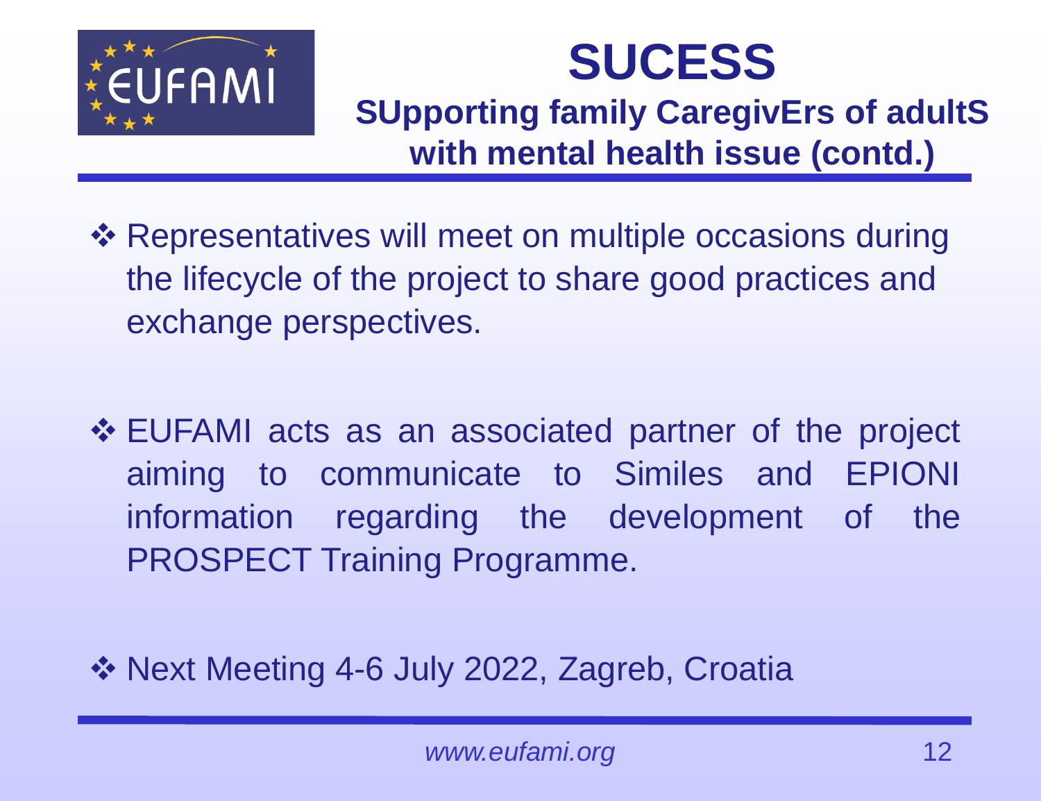# SUCESS

## SUpporting family CaregivErs of adultS with mental health issue (contd.)

- Representatives will meet on multiple occasions during the lifecycle of the project to share good practices and exchange perspectives.

- EUFAMI acts as an associated partner of the project aiming to communicate to Similes and EPIONI information regarding the development of the PROSPECT Training Programme.

- Next Meeting 4-6 July 2022, Zagreb, Croatia

*www.eufami.org*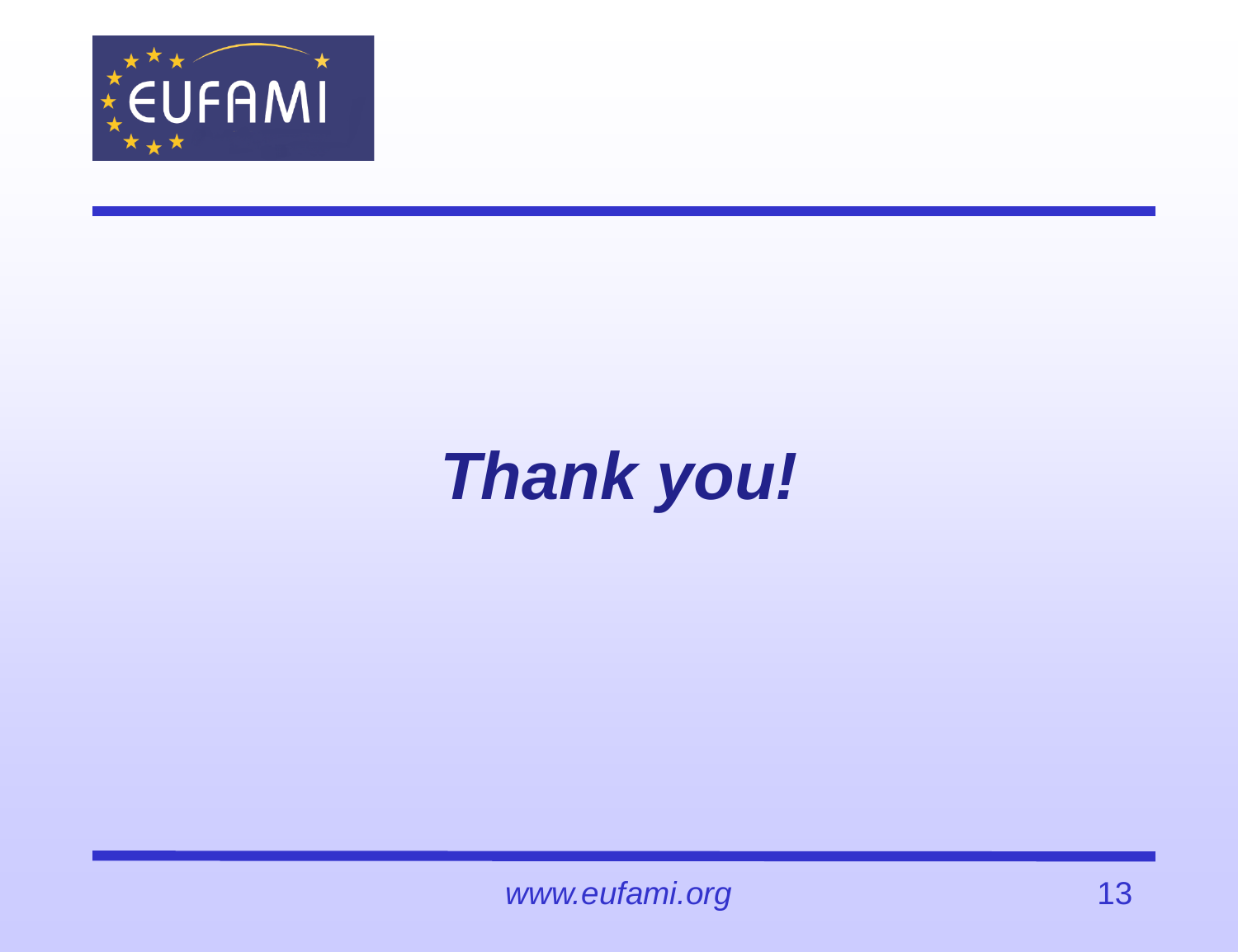EUFAMI

# ***Thank you!***

*www.eufami.org*